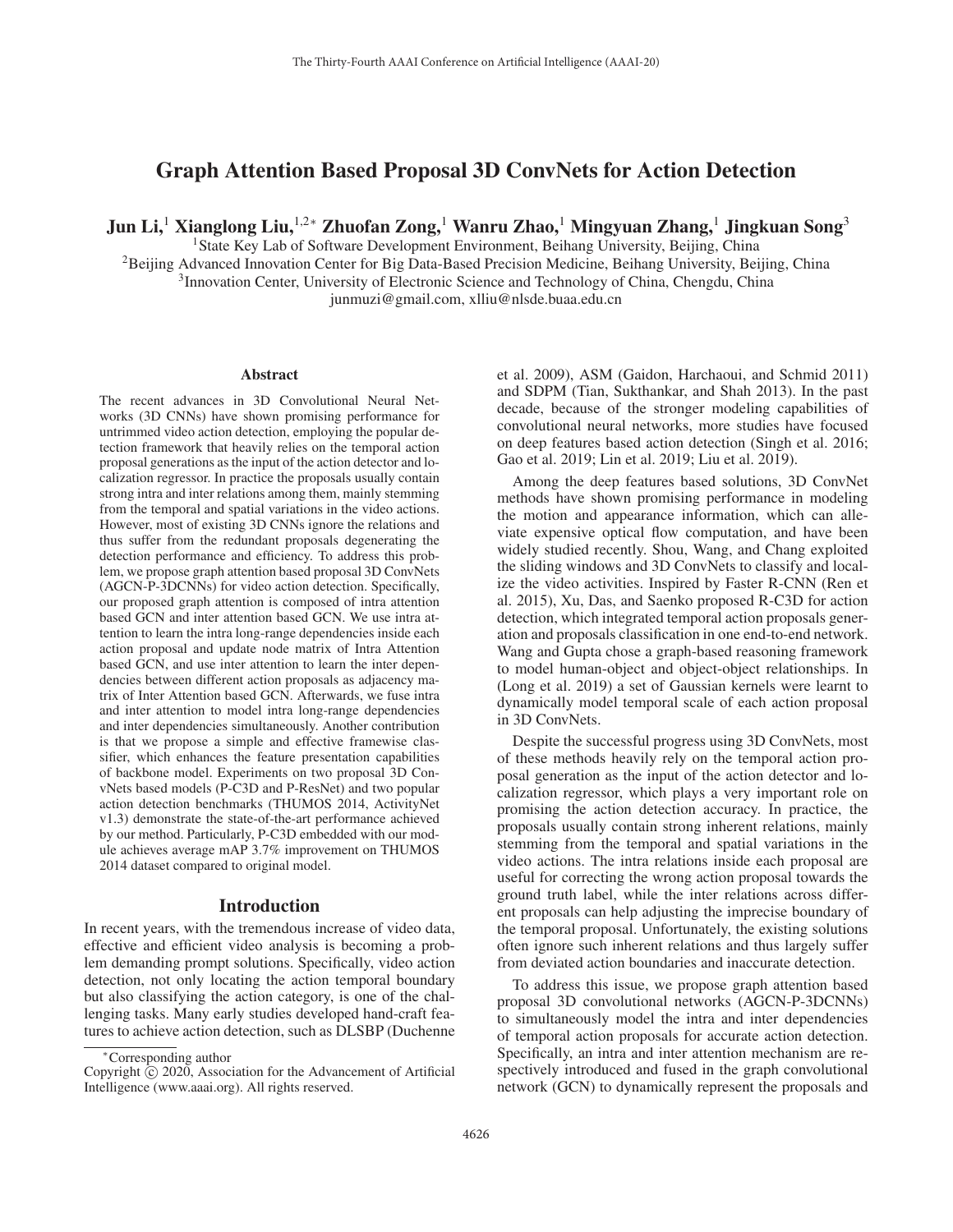# Graph Attention Based Proposal 3D ConvNets for Action Detection

**Jun Li,[1] Xianglong Liu,[1,2*] Zhuofan Zong,[1] Wanru Zhao,[1] Mingyuan Zhang,[1] Jingkuan Song[3]**

[1]State Key Lab of Software Development Environment, Beihang University, Beijing, China
[2]Beijing Advanced Innovation Center for Big Data-Based Precision Medicine, Beihang University, Beijing, China
[3]Innovation Center, University of Electronic Science and Technology of China, Chengdu, China
junmuzi@gmail.com, xlliu@nlsde.buaa.edu.cn

## Abstract

The recent advances in 3D Convolutional Neural Networks (3D CNNs) have shown promising performance for untrimmed video action detection, employing the popular detection framework that heavily relies on the temporal action proposal generations as the input of the action detector and localization regressor. In practice the proposals usually contain strong intra and inter relations among them, mainly stemming from the temporal and spatial variations in the video actions. However, most of existing 3D CNNs ignore the relations and thus suffer from the redundant proposals degenerating the detection performance and efficiency. To address this problem, we propose graph attention based proposal 3D ConvNets (AGCN-P-3DCNNs) for video action detection. Specifically, our proposed graph attention is composed of intra attention based GCN and inter attention based GCN. We use intra attention to learn the intra long-range dependencies inside each action proposal and update node matrix of Intra Attention based GCN, and use inter attention to learn the inter dependencies between different action proposals as adjacency matrix of Inter Attention based GCN. Afterwards, we fuse intra and inter attention to model intra long-range dependencies and inter dependencies simultaneously. Another contribution is that we propose a simple and effective framewise classifier, which enhances the feature presentation capabilities of backbone model. Experiments on two proposal 3D ConvNets based models (P-C3D and P-ResNet) and two popular action detection benchmarks (THUMOS 2014, ActivityNet v1.3) demonstrate the state-of-the-art performance achieved by our method. Particularly, P-C3D embedded with our module achieves average mAP 3.7% improvement on THUMOS 2014 dataset compared to original model.

## Introduction

In recent years, with the tremendous increase of video data, effective and efficient video analysis is becoming a problem demanding prompt solutions. Specifically, video action detection, not only locating the action temporal boundary but also classifying the action category, is one of the challenging tasks. Many early studies developed hand-craft features to achieve action detection, such as DLSBP (Duchenne et al. 2009), ASM (Gaidon, Harchaoui, and Schmid 2011) and SDPM (Tian, Sukthankar, and Shah 2013). In the past decade, because of the stronger modeling capabilities of convolutional neural networks, more studies have focused on deep features based action detection (Singh et al. 2016; Gao et al. 2019; Lin et al. 2019; Liu et al. 2019).

Among the deep features based solutions, 3D ConvNet methods have shown promising performance in modeling the motion and appearance information, which can alleviate expensive optical flow computation, and have been widely studied recently. Shou, Wang, and Chang exploited the sliding windows and 3D ConvNets to classify and localize the video activities. Inspired by Faster R-CNN (Ren et al. 2015), Xu, Das, and Saenko proposed R-C3D for action detection, which integrated temporal action proposals generation and proposals classification in one end-to-end network. Wang and Gupta chose a graph-based reasoning framework to model human-object and object-object relationships. In (Long et al. 2019) a set of Gaussian kernels were learnt to dynamically model temporal scale of each action proposal in 3D ConvNets.

Despite the successful progress using 3D ConvNets, most of these methods heavily rely on the temporal action proposal generation as the input of the action detector and localization regressor, which plays a very important role on promising the action detection accuracy. In practice, the proposals usually contain strong inherent relations, mainly stemming from the temporal and spatial variations in the video actions. The intra relations inside each proposal are useful for correcting the wrong action proposal towards the ground truth label, while the inter relations across different proposals can help adjusting the imprecise boundary of the temporal proposal. Unfortunately, the existing solutions often ignore such inherent relations and thus largely suffer from deviated action boundaries and inaccurate detection.

To address this issue, we propose graph attention based proposal 3D convolutional networks (AGCN-P-3DCNNs) to simultaneously model the intra and inter dependencies of temporal action proposals for accurate action detection. Specifically, an intra and inter attention mechanism are respectively introduced and fused in the graph convolutional network (GCN) to dynamically represent the proposals and

*Corresponding author

Copyright © 2020, Association for the Advancement of Artificial Intelligence (www.aaai.org). All rights reserved.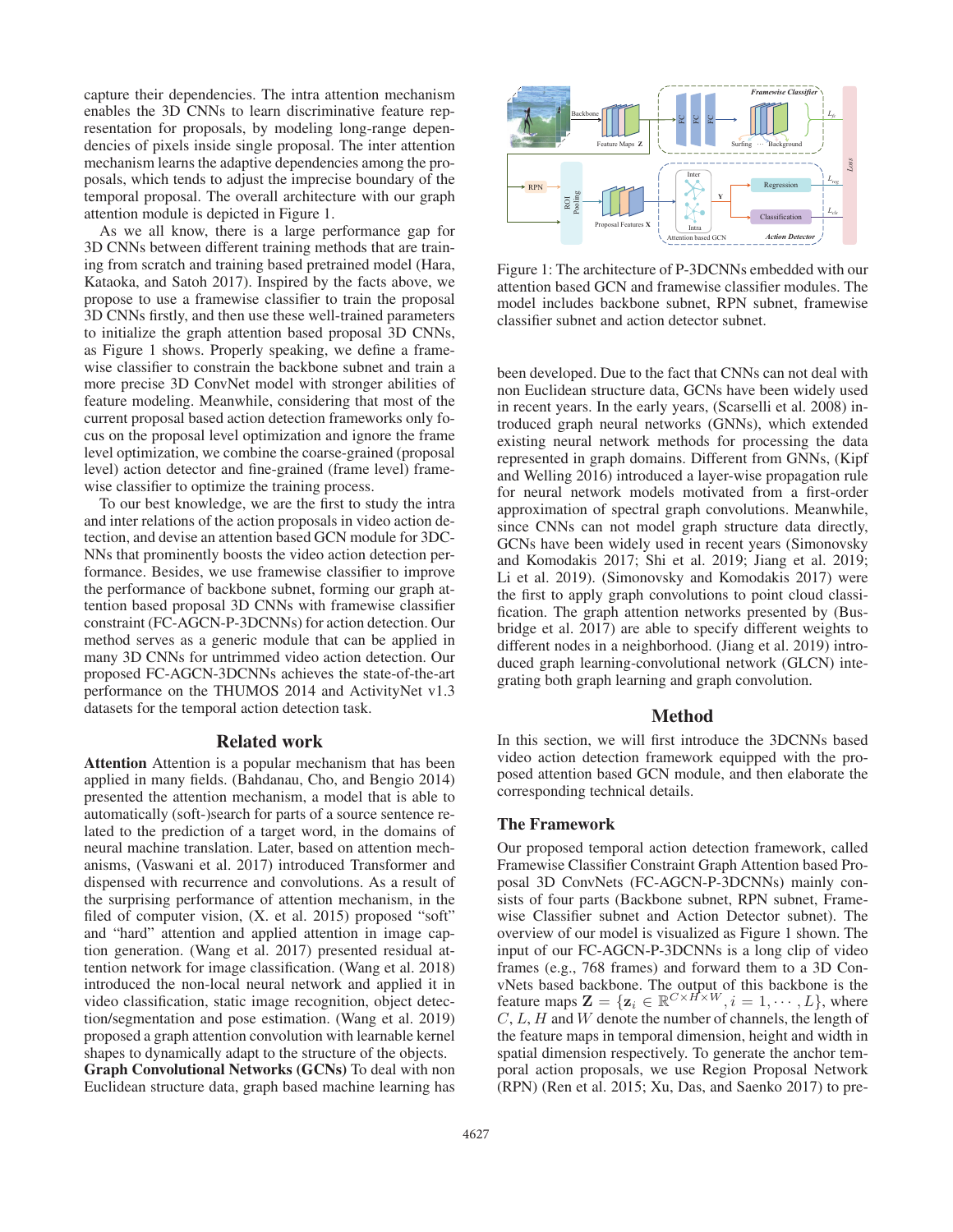capture their dependencies. The intra attention mechanism enables the 3D CNNs to learn discriminative feature representation for proposals, by modeling long-range dependencies of pixels inside single proposal. The inter attention mechanism learns the adaptive dependencies among the proposals, which tends to adjust the imprecise boundary of the temporal proposal. The overall architecture with our graph attention module is depicted in Figure 1.

As we all know, there is a large performance gap for 3D CNNs between different training methods that are training from scratch and training based pretrained model (Hara, Kataoka, and Satoh 2017). Inspired by the facts above, we propose to use a framewise classifier to train the proposal 3D CNNs firstly, and then use these well-trained parameters to initialize the graph attention based proposal 3D CNNs, as Figure 1 shows. Properly speaking, we define a framewise classifier to constrain the backbone subnet and train a more precise 3D ConvNet model with stronger abilities of feature modeling. Meanwhile, considering that most of the current proposal based action detection frameworks only focus on the proposal level optimization and ignore the frame level optimization, we combine the coarse-grained (proposal level) action detector and fine-grained (frame level) framewise classifier to optimize the training process.

To our best knowledge, we are the first to study the intra and inter relations of the action proposals in video action detection, and devise an attention based GCN module for 3DCNNs that prominently boosts the video action detection performance. Besides, we use framewise classifier to improve the performance of backbone subnet, forming our graph attention based proposal 3D CNNs with framewise classifier constraint (FC-AGCN-P-3DCNNs) for action detection. Our method serves as a generic module that can be applied in many 3D CNNs for untrimmed video action detection. Our proposed FC-AGCN-P-3DCNNs achieves the state-of-the-art performance on the THUMOS 2014 and ActivityNet v1.3 datasets for the temporal action detection task.

## Related work

**Attention** Attention is a popular mechanism that has been applied in many fields. (Bahdanau, Cho, and Bengio 2014) presented the attention mechanism, a model that is able to automatically (soft-)search for parts of a source sentence related to the prediction of a target word, in the domains of neural machine translation. Later, based on attention mechanisms, (Vaswani et al. 2017) introduced Transformer and dispensed with recurrence and convolutions. As a result of the surprising performance of attention mechanism, in the filed of computer vision, (X. et al. 2015) proposed "soft" and "hard" attention and applied attention in image caption generation. (Wang et al. 2017) presented residual attention network for image classification. (Wang et al. 2018) introduced the non-local neural network and applied it in video classification, static image recognition, object detection/segmentation and pose estimation. (Wang et al. 2019) proposed a graph attention convolution with learnable kernel shapes to dynamically adapt to the structure of the objects.

**Graph Convolutional Networks (GCNs)** To deal with non Euclidean structure data, graph based machine learning has

Figure 1: The architecture of P-3DCNNs embedded with our attention based GCN and framewise classifier modules. The model includes backbone subnet, RPN subnet, framewise classifier subnet and action detector subnet.

been developed. Due to the fact that CNNs can not deal with non Euclidean structure data, GCNs have been widely used in recent years. In the early years, (Scarselli et al. 2008) introduced graph neural networks (GNNs), which extended existing neural network methods for processing the data represented in graph domains. Different from GNNs, (Kipf and Welling 2016) introduced a layer-wise propagation rule for neural network models motivated from a first-order approximation of spectral graph convolutions. Meanwhile, since CNNs can not model graph structure data directly, GCNs have been widely used in recent years (Simonovsky and Komodakis 2017; Shi et al. 2019; Jiang et al. 2019; Li et al. 2019). (Simonovsky and Komodakis 2017) were the first to apply graph convolutions to point cloud classification. The graph attention networks presented by (Busbridge et al. 2017) are able to specify different weights to different nodes in a neighborhood. (Jiang et al. 2019) introduced graph learning-convolutional network (GLCN) integrating both graph learning and graph convolution.

## Method

In this section, we will first introduce the 3DCNNs based video action detection framework equipped with the proposed attention based GCN module, and then elaborate the corresponding technical details.

### The Framework

Our proposed temporal action detection framework, called Framewise Classifier Constraint Graph Attention based Proposal 3D ConvNets (FC-AGCN-P-3DCNNs) mainly consists of four parts (Backbone subnet, RPN subnet, Framewise Classifier subnet and Action Detector subnet). The overview of our model is visualized as Figure 1 shown. The input of our FC-AGCN-P-3DCNNs is a long clip of video frames (e.g., 768 frames) and forward them to a 3D ConvNets based backbone. The output of this backbone is the feature maps $\mathbf{Z} = \{\mathbf{z}_i \in \mathbb{R}^{C \times H \times W}, i = 1, \cdots, L\}$, where $C$, $L$, $H$ and $W$ denote the number of channels, the length of the feature maps in temporal dimension, height and width in spatial dimension respectively. To generate the anchor temporal action proposals, we use Region Proposal Network (RPN) (Ren et al. 2015; Xu, Das, and Saenko 2017) to pre-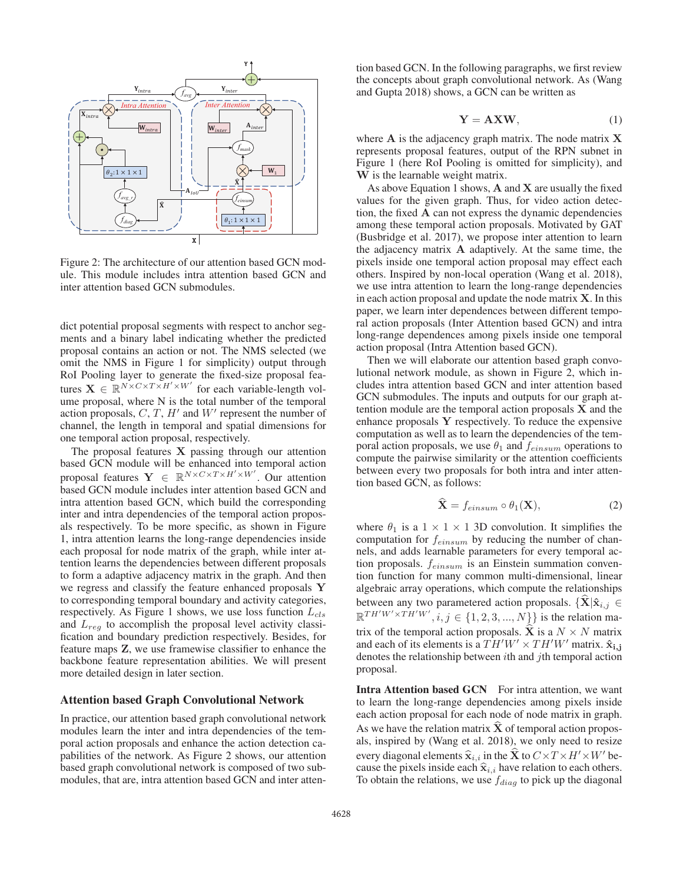Figure 2: The architecture of our attention based GCN module. This module includes intra attention based GCN and inter attention based GCN submodules.

dict potential proposal segments with respect to anchor segments and a binary label indicating whether the predicted proposal contains an action or not. The NMS selected (we omit the NMS in Figure 1 for simplicity) output through RoI Pooling layer to generate the fixed-size proposal features $\mathbf{X} \in \mathbb{R}^{N \times C \times T \times H' \times W'}$ for each variable-length volume proposal, where N is the total number of the temporal action proposals, $C$, $T$, $H'$ and $W'$ represent the number of channel, the length in temporal and spatial dimensions for one temporal action proposal, respectively.

The proposal features $\mathbf{X}$ passing through our attention based GCN module will be enhanced into temporal action proposal features $\mathbf{Y} \in \mathbb{R}^{N \times C \times T \times H' \times W'}$. Our attention based GCN module includes inter attention based GCN and intra attention based GCN, which build the corresponding inter and intra dependencies of the temporal action proposals respectively. To be more specific, as shown in Figure 1, intra attention learns the long-range dependencies inside each proposal for node matrix of the graph, while inter attention learns the dependencies between different proposals to form a adaptive adjacency matrix in the graph. And then we regress and classify the feature enhanced proposals $\mathbf{Y}$ to corresponding temporal boundary and activity categories, respectively. As Figure 1 shows, we use loss function $L_{cls}$ and $L_{reg}$ to accomplish the proposal level activity classification and boundary prediction respectively. Besides, for feature maps $\mathbf{Z}$, we use framewise classifier to enhance the backbone feature representation abilities. We will present more detailed design in later section.

## Attention based Graph Convolutional Network

In practice, our attention based graph convolutional network modules learn the inter and intra dependencies of the temporal action proposals and enhance the action detection capabilities of the network. As Figure 2 shows, our attention based graph convolutional network is composed of two submodules, that are, intra attention based GCN and inter attention based GCN. In the following paragraphs, we first review the concepts about graph convolutional network. As (Wang and Gupta 2018) shows, a GCN can be written as

$$\mathbf{Y} = \mathbf{AXW}, \tag{1}$$

where $\mathbf{A}$ is the adjacency graph matrix. The node matrix $\mathbf{X}$ represents proposal features, output of the RPN subnet in Figure 1 (here RoI Pooling is omitted for simplicity), and $\mathbf{W}$ is the learnable weight matrix.

As above Equation 1 shows, $\mathbf{A}$ and $\mathbf{X}$ are usually the fixed values for the given graph. Thus, for video action detection, the fixed $\mathbf{A}$ can not express the dynamic dependencies among these temporal action proposals. Motivated by GAT (Busbridge et al. 2017), we propose inter attention to learn the adjacency matrix $\mathbf{A}$ adaptively. At the same time, the pixels inside one temporal action proposal may effect each others. Inspired by non-local operation (Wang et al. 2018), we use intra attention to learn the long-range dependencies in each action proposal and update the node matrix $\mathbf{X}$. In this paper, we learn inter dependences between different temporal action proposals (Inter Attention based GCN) and intra long-range dependences among pixels inside one temporal action proposal (Intra Attention based GCN).

Then we will elaborate our attention based graph convolutional network module, as shown in Figure 2, which includes intra attention based GCN and inter attention based GCN submodules. The inputs and outputs for our graph attention module are the temporal action proposals $\mathbf{X}$ and the enhance proposals $\mathbf{Y}$ respectively. To reduce the expensive computation as well as to learn the dependencies of the temporal action proposals, we use $\theta_1$ and $f_{einsum}$ operations to compute the pairwise similarity or the attention coefficients between every two proposals for both intra and inter attention based GCN, as follows:

$$\widehat{\mathbf{X}} = f_{einsum} \circ \theta_1(\mathbf{X}), \tag{2}$$

where $\theta_1$ is a $1 \times 1 \times 1$ 3D convolution. It simplifies the computation for $f_{einsum}$ by reducing the number of channels, and adds learnable parameters for every temporal action proposals. $f_{einsum}$ is an Einstein summation convention function for many common multi-dimensional, linear algebraic array operations, which compute the relationships between any two parametered action proposals. $\{\widehat{\mathbf{X}} | \hat{\mathbf{x}}_{i,j} \in \mathbb{R}^{TH'W' \times TH'W'}, i,j \in \{1, 2, 3, ..., N\}\}$ is the relation matrix of the temporal action proposals. $\widehat{\mathbf{X}}$ is a $N \times N$ matrix and each of its elements is a $TH'W' \times TH'W'$ matrix. $\hat{\mathbf{x}}_{\mathbf{i,j}}$ denotes the relationship between $i$th and $j$th temporal action proposal.

**Intra Attention based GCN** For intra attention, we want to learn the long-range dependencies among pixels inside each action proposal for each node of node matrix in graph. As we have the relation matrix $\widehat{\mathbf{X}}$ of temporal action proposals, inspired by (Wang et al. 2018), we only need to resize every diagonal elements $\widehat{\mathbf{x}}_{i,i}$ in the $\widehat{\mathbf{X}}$ to $C \times T \times H' \times W'$ because the pixels inside each $\widehat{\mathbf{x}}_{i,i}$ have relation to each others. To obtain the relations, we use $f_{diag}$ to pick up the diagonal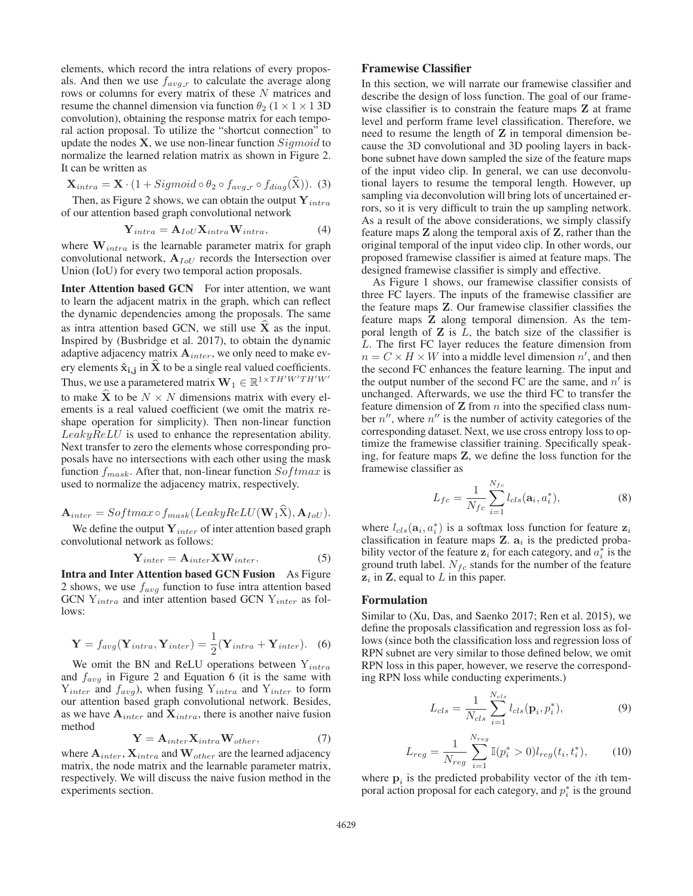elements, which record the intra relations of every proposals. And then we use $f_{avg\_r}$ to calculate the average along rows or columns for every matrix of these $N$ matrices and resume the channel dimension via function $\theta_2$ ($1 \times 1 \times 1$ 3D convolution), obtaining the response matrix for each temporal action proposal. To utilize the "shortcut connection" to update the nodes $\mathbf{X}$, we use non-linear function $Sigmoid$ to normalize the learned relation matrix as shown in Figure 2. It can be written as

$$\mathbf{X}_{intra} = \mathbf{X} \cdot (1 + Sigmoid \circ \theta_2 \circ f_{avg\_r} \circ f_{diag}(\widehat{\mathrm{X}})). \quad (3)$$

Then, as Figure 2 shows, we can obtain the output $\mathbf{Y}_{intra}$ of our attention based graph convolutional network

$$\mathbf{Y}_{intra} = \mathbf{A}_{IoU} \mathbf{X}_{intra} \mathbf{W}_{intra}, \quad (4)$$

where $\mathbf{W}_{intra}$ is the learnable parameter matrix for graph convolutional network, $\mathbf{A}_{IoU}$ records the Intersection over Union (IoU) for every two temporal action proposals.

**Inter Attention based GCN** For inter attention, we want to learn the adjacent matrix in the graph, which can reflect the dynamic dependencies among the proposals. The same as intra attention based GCN, we still use $\widehat{\mathbf{X}}$ as the input. Inspired by (Busbridge et al. 2017), to obtain the dynamic adaptive adjacency matrix $\mathbf{A}_{inter}$, we only need to make every elements $\hat{\mathbf{x}}_{\mathbf{i,j}}$ in $\widehat{\mathbf{X}}$ to be a single real valued coefficients. Thus, we use a parametered matrix $\mathbf{W}_1 \in \mathbb{R}^{1 \times TH'W'TH'W'}$ to make $\widehat{\mathbf{X}}$ to be $N \times N$ dimensions matrix with every elements is a real valued coefficient (we omit the matrix reshape operation for simplicity). Then non-linear function $LeakyReLU$ is used to enhance the representation ability. Next transfer to zero the elements whose corresponding proposals have no intersections with each other using the mask function $f_{mask}$. After that, non-linear function $Softmax$ is used to normalize the adjacency matrix, respectively.

$$\mathbf{A}_{inter} = Softmax \circ f_{mask}(LeakyReLU(\mathbf{W}_1 \widehat{\mathrm{X}}), \mathbf{A}_{IoU}).$$

We define the output $\mathbf{Y}_{inter}$ of inter attention based graph convolutional network as follows:

$$\mathbf{Y}_{inter} = \mathbf{A}_{inter} \mathbf{X} \mathbf{W}_{inter}. \quad (5)$$

**Intra and Inter Attention based GCN Fusion** As Figure 2 shows, we use $f_{avg}$ function to fuse intra attention based GCN $\mathrm{Y}_{intra}$ and inter attention based GCN $\mathrm{Y}_{inter}$ as follows:

$$\mathbf{Y} = f_{avg}(\mathbf{Y}_{intra}, \mathbf{Y}_{inter}) = \frac{1}{2}(\mathbf{Y}_{intra} + \mathbf{Y}_{inter}). \quad (6)$$

We omit the BN and ReLU operations between $\mathrm{Y}_{intra}$ and $f_{avg}$ in Figure 2 and Equation 6 (it is the same with $\mathrm{Y}_{inter}$ and $f_{avg}$), when fusing $\mathrm{Y}_{intra}$ and $\mathrm{Y}_{inter}$ to form our attention based graph convolutional network. Besides, as we have $\mathbf{A}_{inter}$ and $\mathbf{X}_{intra}$, there is another naive fusion method

$$\mathbf{Y} = \mathbf{A}_{inter} \mathbf{X}_{intra} \mathbf{W}_{other}, \quad (7)$$

where $\mathbf{A}_{inter}$, $\mathbf{X}_{intra}$ and $\mathbf{W}_{other}$ are the learned adjacency matrix, the node matrix and the learnable parameter matrix, respectively. We will discuss the naive fusion method in the experiments section.

## Framewise Classifier

In this section, we will narrate our framewise classifier and describe the design of loss function. The goal of our framewise classifier is to constrain the feature maps $\mathbf{Z}$ at frame level and perform frame level classification. Therefore, we need to resume the length of $\mathbf{Z}$ in temporal dimension because the 3D convolutional and 3D pooling layers in backbone subnet have down sampled the size of the feature maps of the input video clip. In general, we can use deconvolutional layers to resume the temporal length. However, up sampling via deconvolution will bring lots of uncertained errors, so it is very difficult to train the up sampling network. As a result of the above considerations, we simply classify feature maps $\mathbf{Z}$ along the temporal axis of $\mathbf{Z}$, rather than the original temporal of the input video clip. In other words, our proposed framewise classifier is aimed at feature maps. The designed framewise classifier is simply and effective.

As Figure 1 shows, our framewise classifier consists of three FC layers. The inputs of the framewise classifier are the feature maps $\mathbf{Z}$. Our framewise classifier classifies the feature maps $\mathbf{Z}$ along temporal dimension. As the temporal length of $\mathbf{Z}$ is $L$, the batch size of the classifier is $L$. The first FC layer reduces the feature dimension from $n = C \times H \times W$ into a middle level dimension $n'$, and then the second FC enhances the feature learning. The input and the output number of the second FC are the same, and $n'$ is unchanged. Afterwards, we use the third FC to transfer the feature dimension of $\mathbf{Z}$ from $n$ into the specified class number $n''$, where $n''$ is the number of activity categories of the corresponding dataset. Next, we use cross entropy loss to optimize the framewise classifier training. Specifically speaking, for feature maps $\mathbf{Z}$, we define the loss function for the framewise classifier as

$$L_{fc} = \frac{1}{N_{fc}} \sum_{i=1}^{N_{fc}} l_{cls}(\mathbf{a}_i, a_i^*), \quad (8)$$

where $l_{cls}(\mathbf{a}_i, a_i^*)$ is a softmax loss function for feature $\mathbf{z}_i$ classification in feature maps $\mathbf{Z}$. $\mathbf{a}_i$ is the predicted probability vector of the feature $\mathbf{z}_i$ for each category, and $a_i^*$ is the ground truth label. $N_{fc}$ stands for the number of the feature $\mathbf{z}_i$ in $\mathbf{Z}$, equal to $L$ in this paper.

## Formulation

Similar to (Xu, Das, and Saenko 2017; Ren et al. 2015), we define the proposals classification and regression loss as follows (since both the classification loss and regression loss of RPN subnet are very similar to those defined below, we omit RPN loss in this paper, however, we reserve the corresponding RPN loss while conducting experiments.)

$$L_{cls} = \frac{1}{N_{cls}} \sum_{i=1}^{N_{cls}} l_{cls}(\mathbf{p}_i, p_i^*), \quad (9)$$

$$L_{reg} = \frac{1}{N_{reg}} \sum_{i=1}^{N_{reg}} \mathbb{I}(p_i^* > 0) l_{reg}(t_i, t_i^*), \quad (10)$$

where $\mathbf{p}_i$ is the predicted probability vector of the $i$th temporal action proposal for each category, and $p_i^*$ is the ground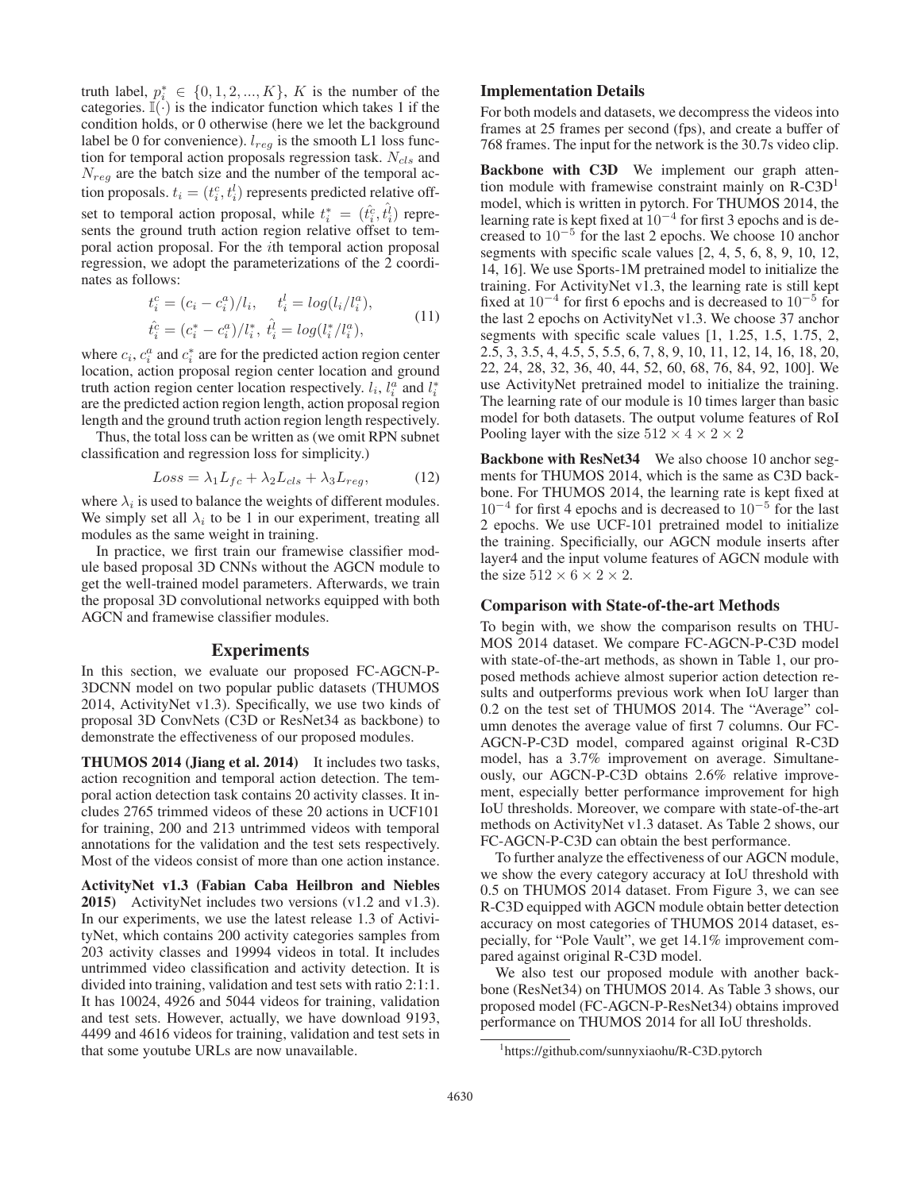truth label, $p_i^* \in \{0, 1, 2, ..., K\}$, $K$ is the number of the categories. $\mathbb{I}(\cdot)$ is the indicator function which takes 1 if the condition holds, or 0 otherwise (here we let the background label be 0 for convenience). $l_{reg}$ is the smooth L1 loss function for temporal action proposals regression task. $N_{cls}$ and $N_{reg}$ are the batch size and the number of the temporal action proposals. $t_i = (t_i^c, t_i^l)$ represents predicted relative offset to temporal action proposal, while $t_i^* = (\hat{t_i^c}, \hat{t_i^l})$ represents the ground truth action region relative offset to temporal action proposal. For the $i$th temporal action proposal regression, we adopt the parameterizations of the 2 coordinates as follows:

$$
\begin{aligned}
t_i^c &= (c_i - c_i^a)/l_i, \quad t_i^l = log(l_i/l_i^a), \\
\hat{t_i^c} &= (c_i^* - c_i^a)/l_i^*, \ \hat{t_i^l} = log(l_i^*/l_i^a),
\end{aligned}
\tag{11}
$$

where $c_i$, $c_i^a$ and $c_i^*$ are for the predicted action region center location, action proposal region center location and ground truth action region center location respectively. $l_i$, $l_i^a$ and $l_i^*$ are the predicted action region length, action proposal region length and the ground truth action region length respectively.

Thus, the total loss can be written as (we omit RPN subnet classification and regression loss for simplicity.)

$$
Loss = \lambda_1 L_{fc} + \lambda_2 L_{cls} + \lambda_3 L_{reg}, \tag{12}
$$

where $\lambda_i$ is used to balance the weights of different modules. We simply set all $\lambda_i$ to be 1 in our experiment, treating all modules as the same weight in training.

In practice, we first train our framewise classifier module based proposal 3D CNNs without the AGCN module to get the well-trained model parameters. Afterwards, we train the proposal 3D convolutional networks equipped with both AGCN and framewise classifier modules.

## Experiments

In this section, we evaluate our proposed FC-AGCN-P-3DCNN model on two popular public datasets (THUMOS 2014, ActivityNet v1.3). Specifically, we use two kinds of proposal 3D ConvNets (C3D or ResNet34 as backbone) to demonstrate the effectiveness of our proposed modules.

**THUMOS 2014 (Jiang et al. 2014)** It includes two tasks, action recognition and temporal action detection. The temporal action detection task contains 20 activity classes. It includes 2765 trimmed videos of these 20 actions in UCF101 for training, 200 and 213 untrimmed videos with temporal annotations for the validation and the test sets respectively. Most of the videos consist of more than one action instance.

**ActivityNet v1.3 (Fabian Caba Heilbron and Niebles 2015)** ActivityNet includes two versions (v1.2 and v1.3). In our experiments, we use the latest release 1.3 of ActivityNet, which contains 200 activity categories samples from 203 activity classes and 19994 videos in total. It includes untrimmed video classification and activity detection. It is divided into training, validation and test sets with ratio 2:1:1. It has 10024, 4926 and 5044 videos for training, validation and test sets. However, actually, we have download 9193, 4499 and 4616 videos for training, validation and test sets in that some youtube URLs are now unavailable.

### Implementation Details

For both models and datasets, we decompress the videos into frames at 25 frames per second (fps), and create a buffer of 768 frames. The input for the network is the 30.7s video clip.

**Backbone with C3D** We implement our graph attention module with framewise constraint mainly on R-C3D[1] model, which is written in pytorch. For THUMOS 2014, the learning rate is kept fixed at $10^{-4}$ for first 3 epochs and is decreased to $10^{-5}$ for the last 2 epochs. We choose 10 anchor segments with specific scale values [2, 4, 5, 6, 8, 9, 10, 12, 14, 16]. We use Sports-1M pretrained model to initialize the training. For ActivityNet v1.3, the learning rate is still kept fixed at $10^{-4}$ for first 6 epochs and is decreased to $10^{-5}$ for the last 2 epochs on ActivityNet v1.3. We choose 37 anchor segments with specific scale values [1, 1.25, 1.5, 1.75, 2, 2.5, 3, 3.5, 4, 4.5, 5, 5.5, 6, 7, 8, 9, 10, 11, 12, 14, 16, 18, 20, 22, 24, 28, 32, 36, 40, 44, 52, 60, 68, 76, 84, 92, 100]. We use ActivityNet pretrained model to initialize the training. The learning rate of our module is 10 times larger than basic model for both datasets. The output volume features of RoI Pooling layer with the size $512 \times 4 \times 2 \times 2$

**Backbone with ResNet34** We also choose 10 anchor segments for THUMOS 2014, which is the same as C3D backbone. For THUMOS 2014, the learning rate is kept fixed at $10^{-4}$ for first 4 epochs and is decreased to $10^{-5}$ for the last 2 epochs. We use UCF-101 pretrained model to initialize the training. Specificially, our AGCN module inserts after layer4 and the input volume features of AGCN module with the size $512 \times 6 \times 2 \times 2$.

### Comparison with State-of-the-art Methods

To begin with, we show the comparison results on THUMOS 2014 dataset. We compare FC-AGCN-P-C3D model with state-of-the-art methods, as shown in Table 1, our proposed methods achieve almost superior action detection results and outperforms previous work when IoU larger than 0.2 on the test set of THUMOS 2014. The "Average" column denotes the average value of first 7 columns. Our FC-AGCN-P-C3D model, compared against original R-C3D model, has a 3.7% improvement on average. Simultaneously, our AGCN-P-C3D obtains 2.6% relative improvement, especially better performance improvement for high IoU thresholds. Moreover, we compare with state-of-the-art methods on ActivityNet v1.3 dataset. As Table 2 shows, our FC-AGCN-P-C3D can obtain the best performance.

To further analyze the effectiveness of our AGCN module, we show the every category accuracy at IoU threshold with 0.5 on THUMOS 2014 dataset. From Figure 3, we can see R-C3D equipped with AGCN module obtain better detection accuracy on most categories of THUMOS 2014 dataset, especially, for "Pole Vault", we get 14.1% improvement compared against original R-C3D model.

We also test our proposed module with another backbone (ResNet34) on THUMOS 2014. As Table 3 shows, our proposed model (FC-AGCN-P-ResNet34) obtains improved performance on THUMOS 2014 for all IoU thresholds.

[1]https://github.com/sunnyxiaohu/R-C3D.pytorch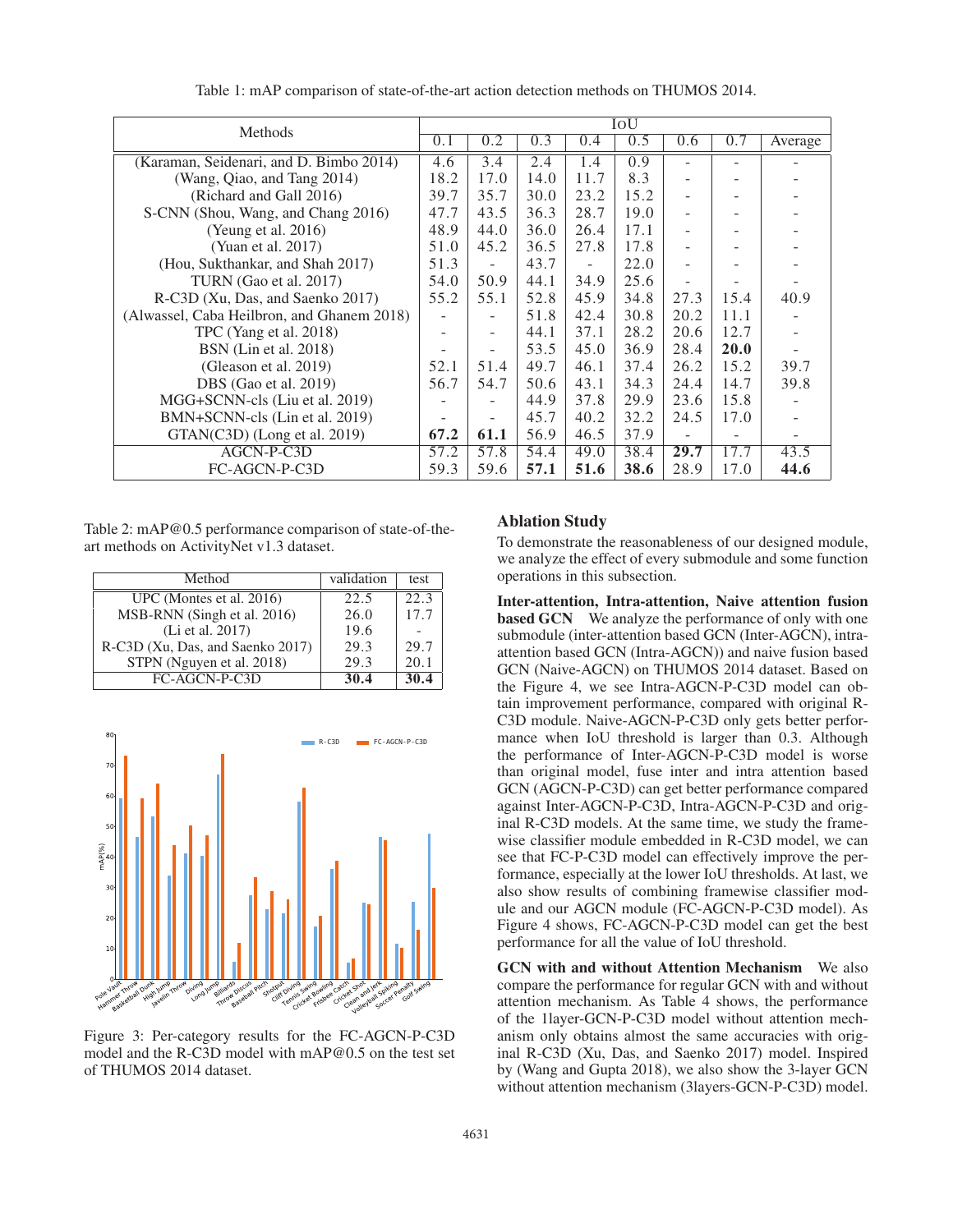Table 1: mAP comparison of state-of-the-art action detection methods on THUMOS 2014.

| Methods | IoU | | | | | | | |
|---|---|---|---|---|---|---|---|---|
| | 0.1 | 0.2 | 0.3 | 0.4 | 0.5 | 0.6 | 0.7 | Average |
| (Karaman, Seidenari, and D. Bimbo 2014) | 4.6 | 3.4 | 2.4 | 1.4 | 0.9 | - | - | - |
| (Wang, Qiao, and Tang 2014) | 18.2 | 17.0 | 14.0 | 11.7 | 8.3 | - | - | - |
| (Richard and Gall 2016) | 39.7 | 35.7 | 30.0 | 23.2 | 15.2 | - | - | - |
| S-CNN (Shou, Wang, and Chang 2016) | 47.7 | 43.5 | 36.3 | 28.7 | 19.0 | - | - | - |
| (Yeung et al. 2016) | 48.9 | 44.0 | 36.0 | 26.4 | 17.1 | - | - | - |
| (Yuan et al. 2017) | 51.0 | 45.2 | 36.5 | 27.8 | 17.8 | - | - | - |
| (Hou, Sukthankar, and Shah 2017) | 51.3 | - | 43.7 | - | 22.0 | - | - | - |
| TURN (Gao et al. 2017) | 54.0 | 50.9 | 44.1 | 34.9 | 25.6 | - | - | - |
| R-C3D (Xu, Das, and Saenko 2017) | 55.2 | 55.1 | 52.8 | 45.9 | 34.8 | 27.3 | 15.4 | 40.9 |
| (Alwassel, Caba Heilbron, and Ghanem 2018) | - | - | 51.8 | 42.4 | 30.8 | 20.2 | 11.1 | - |
| TPC (Yang et al. 2018) | - | - | 44.1 | 37.1 | 28.2 | 20.6 | 12.7 | - |
| BSN (Lin et al. 2018) | - | - | 53.5 | 45.0 | 36.9 | 28.4 | **20.0** | - |
| (Gleason et al. 2019) | 52.1 | 51.4 | 49.7 | 46.1 | 37.4 | 26.2 | 15.2 | 39.7 |
| DBS (Gao et al. 2019) | 56.7 | 54.7 | 50.6 | 43.1 | 34.3 | 24.4 | 14.7 | 39.8 |
| MGG+SCNN-cls (Liu et al. 2019) | - | - | 44.9 | 37.8 | 29.9 | 23.6 | 15.8 | - |
| BMN+SCNN-cls (Lin et al. 2019) | - | - | 45.7 | 40.2 | 32.2 | 24.5 | 17.0 | - |
| GTAN(C3D) (Long et al. 2019) | **67.2** | **61.1** | 56.9 | 46.5 | 37.9 | - | - | - |
| AGCN-P-C3D | 57.2 | 57.8 | 54.4 | 49.0 | 38.4 | **29.7** | 17.7 | 43.5 |
| FC-AGCN-P-C3D | 59.3 | 59.6 | **57.1** | **51.6** | **38.6** | 28.9 | 17.0 | **44.6** |

Table 2: mAP@0.5 performance comparison of state-of-the-art methods on ActivityNet v1.3 dataset.

| Method | validation | test |
|---|---|---|
| UPC (Montes et al. 2016) | 22.5 | 22.3 |
| MSB-RNN (Singh et al. 2016) | 26.0 | 17.7 |
| (Li et al. 2017) | 19.6 | - |
| R-C3D (Xu, Das, and Saenko 2017) | 29.3 | 29.7 |
| STPN (Nguyen et al. 2018) | 29.3 | 20.1 |
| FC-AGCN-P-C3D | **30.4** | **30.4** |

Figure 3: Per-category results for the FC-AGCN-P-C3D model and the R-C3D model with mAP@0.5 on the test set of THUMOS 2014 dataset.

## Ablation Study

To demonstrate the reasonableness of our designed module, we analyze the effect of every submodule and some function operations in this subsection.

**Inter-attention, Intra-attention, Naive attention fusion based GCN** We analyze the performance of only with one submodule (inter-attention based GCN (Inter-AGCN), intra-attention based GCN (Intra-AGCN)) and naive fusion based GCN (Naive-AGCN) on THUMOS 2014 dataset. Based on the Figure 4, we see Intra-AGCN-P-C3D model can obtain improvement performance, compared with original R-C3D module. Naive-AGCN-P-C3D only gets better performance when IoU threshold is larger than 0.3. Although the performance of Inter-AGCN-P-C3D model is worse than original model, fuse inter and intra attention based GCN (AGCN-P-C3D) can get better performance compared against Inter-AGCN-P-C3D, Intra-AGCN-P-C3D and original R-C3D models. At the same time, we study the framewise classifier module embedded in R-C3D model, we can see that FC-P-C3D model can effectively improve the performance, especially at the lower IoU thresholds. At last, we also show results of combining framewise classifier module and our AGCN module (FC-AGCN-P-C3D model). As Figure 4 shows, FC-AGCN-P-C3D model can get the best performance for all the value of IoU threshold.

**GCN with and without Attention Mechanism** We also compare the performance for regular GCN with and without attention mechanism. As Table 4 shows, the performance of the 1layer-GCN-P-C3D model without attention mechanism only obtains almost the same accuracies with original R-C3D (Xu, Das, and Saenko 2017) model. Inspired by (Wang and Gupta 2018), we also show the 3-layer GCN without attention mechanism (3layers-GCN-P-C3D) model.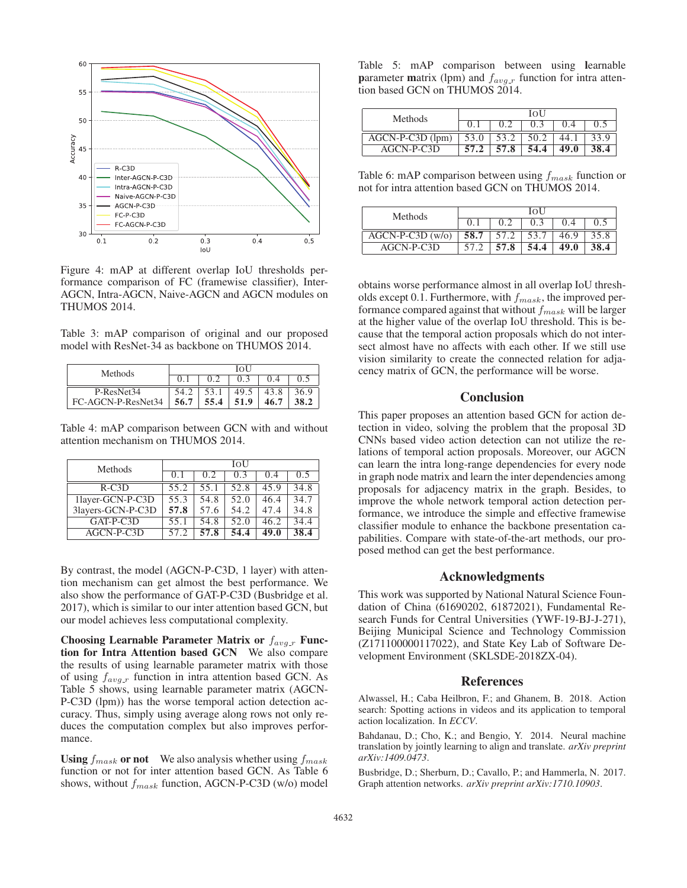Figure 4: mAP at different overlap IoU thresholds performance comparison of FC (framewise classifier), Inter-AGCN, Intra-AGCN, Naive-AGCN and AGCN modules on THUMOS 2014.

Table 3: mAP comparison of original and our proposed model with ResNet-34 as backbone on THUMOS 2014.

| Methods | IoU | | | | |
|---|---|---|---|---|---|
| | 0.1 | 0.2 | 0.3 | 0.4 | 0.5 |
| P-ResNet34 | 54.2 | 53.1 | 49.5 | 43.8 | 36.9 |
| FC-AGCN-P-ResNet34 | **56.7** | **55.4** | **51.9** | **46.7** | **38.2** |

Table 4: mAP comparison between GCN with and without attention mechanism on THUMOS 2014.

| Methods | IoU | | | | |
|---|---|---|---|---|---|
| | 0.1 | 0.2 | 0.3 | 0.4 | 0.5 |
| R-C3D | 55.2 | 55.1 | 52.8 | 45.9 | 34.8 |
| 1layer-GCN-P-C3D | 55.3 | 54.8 | 52.0 | 46.4 | 34.7 |
| 3layers-GCN-P-C3D | **57.8** | 57.6 | 54.2 | 47.4 | 34.8 |
| GAT-P-C3D | 55.1 | 54.8 | 52.0 | 46.2 | 34.4 |
| AGCN-P-C3D | 57.2 | **57.8** | **54.4** | **49.0** | **38.4** |

By contrast, the model (AGCN-P-C3D, 1 layer) with attention mechanism can get almost the best performance. We also show the performance of GAT-P-C3D (Busbridge et al. 2017), which is similar to our inter attention based GCN, but our model achieves less computational complexity.

**Choosing Learnable Parameter Matrix or $f_{avg\_r}$ Function for Intra Attention based GCN** We also compare the results of using learnable parameter matrix with those of using $f_{avg\_r}$ function in intra attention based GCN. As Table 5 shows, using learnable parameter matrix (AGCN-P-C3D (lpm)) has the worse temporal action detection accuracy. Thus, simply using average along rows not only reduces the computation complex but also improves performance.

**Using $f_{mask}$ or not** We also analysis whether using $f_{mask}$ function or not for inter attention based GCN. As Table 6 shows, without $f_{mask}$ function, AGCN-P-C3D (w/o) model obtains worse performance almost in all overlap IoU thresholds except 0.1. Furthermore, with $f_{mask}$, the improved performance compared against that without $f_{mask}$ will be larger at the higher value of the overlap IoU threshold. This is because that the temporal action proposals which do not intersect almost have no affects with each other. If we still use vision similarity to create the connected relation for adjacency matrix of GCN, the performance will be worse.

Table 5: mAP comparison between using **l**earnable **p**arameter **m**atrix (lpm) and $f_{avg\_r}$ function for intra attention based GCN on THUMOS 2014.

| Methods | IoU | | | | |
|---|---|---|---|---|---|
| | 0.1 | 0.2 | 0.3 | 0.4 | 0.5 |
| AGCN-P-C3D (lpm) | 53.0 | 53.2 | 50.2 | 44.1 | 33.9 |
| AGCN-P-C3D | **57.2** | **57.8** | **54.4** | **49.0** | **38.4** |

Table 6: mAP comparison between using $f_{mask}$ function or not for intra attention based GCN on THUMOS 2014.

| Methods | IoU | | | | |
|---|---|---|---|---|---|
| | 0.1 | 0.2 | 0.3 | 0.4 | 0.5 |
| AGCN-P-C3D (w/o) | **58.7** | 57.2 | 53.7 | 46.9 | 35.8 |
| AGCN-P-C3D | 57.2 | **57.8** | **54.4** | **49.0** | **38.4** |

## Conclusion

This paper proposes an attention based GCN for action detection in video, solving the problem that the proposal 3D CNNs based video action detection can not utilize the relations of temporal action proposals. Moreover, our AGCN can learn the intra long-range dependencies for every node in graph node matrix and learn the inter dependencies among proposals for adjacency matrix in the graph. Besides, to improve the whole network temporal action detection performance, we introduce the simple and effective framewise classifier module to enhance the backbone presentation capabilities. Compare with state-of-the-art methods, our proposed method can get the best performance.

## Acknowledgments

This work was supported by National Natural Science Foundation of China (61690202, 61872021), Fundamental Research Funds for Central Universities (YWF-19-BJ-J-271), Beijing Municipal Science and Technology Commission (Z171100000117022), and State Key Lab of Software Development Environment (SKLSDE-2018ZX-04).

## References

Alwassel, H.; Caba Heilbron, F.; and Ghanem, B. 2018. Action search: Spotting actions in videos and its application to temporal action localization. In *ECCV*.

Bahdanau, D.; Cho, K.; and Bengio, Y. 2014. Neural machine translation by jointly learning to align and translate. *arXiv preprint arXiv:1409.0473*.

Busbridge, D.; Sherburn, D.; Cavallo, P.; and Hammerla, N. 2017. Graph attention networks. *arXiv preprint arXiv:1710.10903*.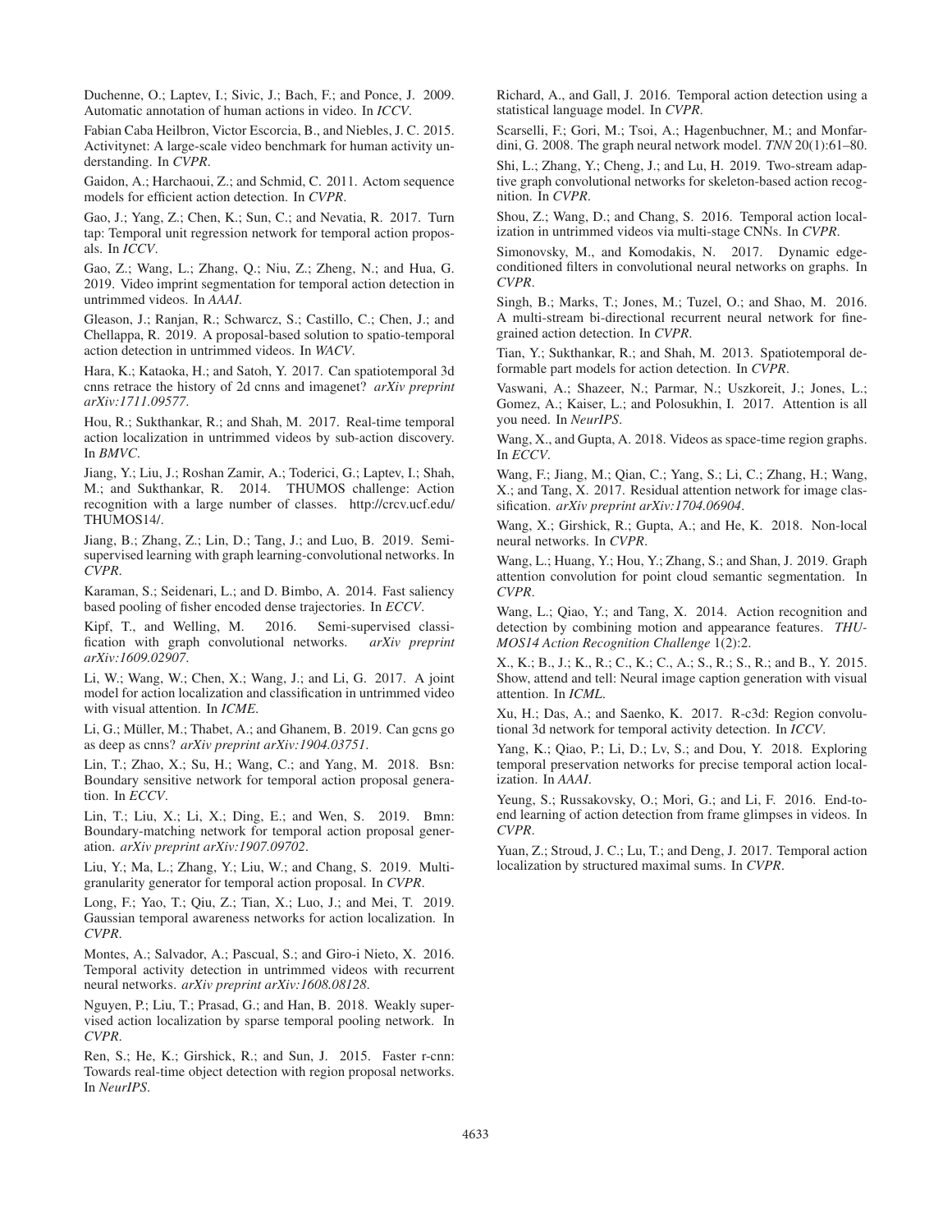Duchenne, O.; Laptev, I.; Sivic, J.; Bach, F.; and Ponce, J. 2009. Automatic annotation of human actions in video. In *ICCV*.

Fabian Caba Heilbron, Victor Escorcia, B., and Niebles, J. C. 2015. Activitynet: A large-scale video benchmark for human activity understanding. In *CVPR*.

Gaidon, A.; Harchaoui, Z.; and Schmid, C. 2011. Actom sequence models for efficient action detection. In *CVPR*.

Gao, J.; Yang, Z.; Chen, K.; Sun, C.; and Nevatia, R. 2017. Turn tap: Temporal unit regression network for temporal action proposals. In *ICCV*.

Gao, Z.; Wang, L.; Zhang, Q.; Niu, Z.; Zheng, N.; and Hua, G. 2019. Video imprint segmentation for temporal action detection in untrimmed videos. In *AAAI*.

Gleason, J.; Ranjan, R.; Schwarcz, S.; Castillo, C.; Chen, J.; and Chellappa, R. 2019. A proposal-based solution to spatio-temporal action detection in untrimmed videos. In *WACV*.

Hara, K.; Kataoka, H.; and Satoh, Y. 2017. Can spatiotemporal 3d cnns retrace the history of 2d cnns and imagenet? *arXiv preprint arXiv:1711.09577*.

Hou, R.; Sukthankar, R.; and Shah, M. 2017. Real-time temporal action localization in untrimmed videos by sub-action discovery. In *BMVC*.

Jiang, Y.; Liu, J.; Roshan Zamir, A.; Toderici, G.; Laptev, I.; Shah, M.; and Sukthankar, R. 2014. THUMOS challenge: Action recognition with a large number of classes. http://crcv.ucf.edu/THUMOS14/.

Jiang, B.; Zhang, Z.; Lin, D.; Tang, J.; and Luo, B. 2019. Semi-supervised learning with graph learning-convolutional networks. In *CVPR*.

Karaman, S.; Seidenari, L.; and D. Bimbo, A. 2014. Fast saliency based pooling of fisher encoded dense trajectories. In *ECCV*.

Kipf, T., and Welling, M. 2016. Semi-supervised classification with graph convolutional networks. *arXiv preprint arXiv:1609.02907*.

Li, W.; Wang, W.; Chen, X.; Wang, J.; and Li, G. 2017. A joint model for action localization and classification in untrimmed video with visual attention. In *ICME*.

Li, G.; Müller, M.; Thabet, A.; and Ghanem, B. 2019. Can gcns go as deep as cnns? *arXiv preprint arXiv:1904.03751*.

Lin, T.; Zhao, X.; Su, H.; Wang, C.; and Yang, M. 2018. Bsn: Boundary sensitive network for temporal action proposal generation. In *ECCV*.

Lin, T.; Liu, X.; Li, X.; Ding, E.; and Wen, S. 2019. Bmn: Boundary-matching network for temporal action proposal generation. *arXiv preprint arXiv:1907.09702*.

Liu, Y.; Ma, L.; Zhang, Y.; Liu, W.; and Chang, S. 2019. Multi-granularity generator for temporal action proposal. In *CVPR*.

Long, F.; Yao, T.; Qiu, Z.; Tian, X.; Luo, J.; and Mei, T. 2019. Gaussian temporal awareness networks for action localization. In *CVPR*.

Montes, A.; Salvador, A.; Pascual, S.; and Giro-i Nieto, X. 2016. Temporal activity detection in untrimmed videos with recurrent neural networks. *arXiv preprint arXiv:1608.08128*.

Nguyen, P.; Liu, T.; Prasad, G.; and Han, B. 2018. Weakly supervised action localization by sparse temporal pooling network. In *CVPR*.

Ren, S.; He, K.; Girshick, R.; and Sun, J. 2015. Faster r-cnn: Towards real-time object detection with region proposal networks. In *NeurIPS*.

Richard, A., and Gall, J. 2016. Temporal action detection using a statistical language model. In *CVPR*.

Scarselli, F.; Gori, M.; Tsoi, A.; Hagenbuchner, M.; and Monfardini, G. 2008. The graph neural network model. *TNN* 20(1):61–80.

Shi, L.; Zhang, Y.; Cheng, J.; and Lu, H. 2019. Two-stream adaptive graph convolutional networks for skeleton-based action recognition. In *CVPR*.

Shou, Z.; Wang, D.; and Chang, S. 2016. Temporal action localization in untrimmed videos via multi-stage CNNs. In *CVPR*.

Simonovsky, M., and Komodakis, N. 2017. Dynamic edge-conditioned filters in convolutional neural networks on graphs. In *CVPR*.

Singh, B.; Marks, T.; Jones, M.; Tuzel, O.; and Shao, M. 2016. A multi-stream bi-directional recurrent neural network for fine-grained action detection. In *CVPR*.

Tian, Y.; Sukthankar, R.; and Shah, M. 2013. Spatiotemporal deformable part models for action detection. In *CVPR*.

Vaswani, A.; Shazeer, N.; Parmar, N.; Uszkoreit, J.; Jones, L.; Gomez, A.; Kaiser, L.; and Polosukhin, I. 2017. Attention is all you need. In *NeurIPS*.

Wang, X., and Gupta, A. 2018. Videos as space-time region graphs. In *ECCV*.

Wang, F.; Jiang, M.; Qian, C.; Yang, S.; Li, C.; Zhang, H.; Wang, X.; and Tang, X. 2017. Residual attention network for image classification. *arXiv preprint arXiv:1704.06904*.

Wang, X.; Girshick, R.; Gupta, A.; and He, K. 2018. Non-local neural networks. In *CVPR*.

Wang, L.; Huang, Y.; Hou, Y.; Zhang, S.; and Shan, J. 2019. Graph attention convolution for point cloud semantic segmentation. In *CVPR*.

Wang, L.; Qiao, Y.; and Tang, X. 2014. Action recognition and detection by combining motion and appearance features. *THUMOS14 Action Recognition Challenge* 1(2):2.

X., K.; B., J.; K., R.; C., K.; C., A.; S., R.; S., R.; and B., Y. 2015. Show, attend and tell: Neural image caption generation with visual attention. In *ICML*.

Xu, H.; Das, A.; and Saenko, K. 2017. R-c3d: Region convolutional 3d network for temporal activity detection. In *ICCV*.

Yang, K.; Qiao, P.; Li, D.; Lv, S.; and Dou, Y. 2018. Exploring temporal preservation networks for precise temporal action localization. In *AAAI*.

Yeung, S.; Russakovsky, O.; Mori, G.; and Li, F. 2016. End-to-end learning of action detection from frame glimpses in videos. In *CVPR*.

Yuan, Z.; Stroud, J. C.; Lu, T.; and Deng, J. 2017. Temporal action localization by structured maximal sums. In *CVPR*.